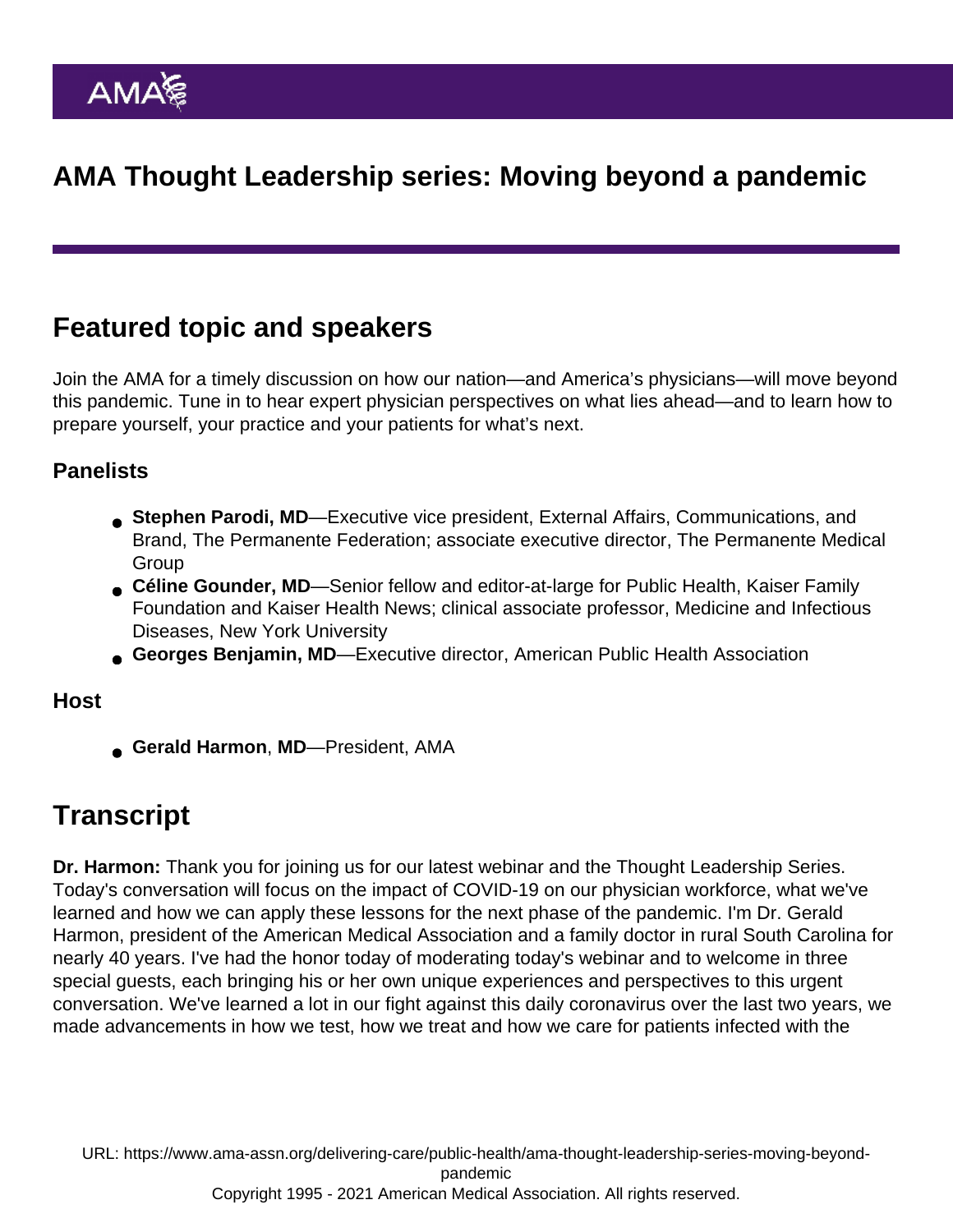# AMA Thought Leadership series: Moving beyond a pandemic

## Featured topic and speakers

Join the AMA for a timely discussion on how our nation—and America's physicians—will move beyond this pandemic. Tune in to hear expert physician perspectives on what lies ahead—and to learn how to prepare yourself, your practice and your patients for what's next.

### Panelists

- **Stephen Parodi, MD**—Executive vice president, External Affairs, Communications, and Brand, The Permanente Federation; associate executive director, The Permanente Medical Group
- **Céline Gounder, MD**—Senior fellow and editor-at-large for Public Health, Kaiser Family Foundation and Kaiser Health News; clinical associate professor, Medicine and Infectious Diseases, New York University
- **Georges Benjamin, MD**—Executive director, American Public Health Association

### Host

- **Gerald Harmon**, **MD**—President, AMA

## Transcript

**Dr. Harmon:** Thank you for joining us for our latest webinar and the Thought Leadership Series. Today's conversation will focus on the impact of COVID-19 on our physician workforce, what we've learned and how we can apply these lessons for the next phase of the pandemic. I'm Dr. Gerald Harmon, president of the American Medical Association and a family doctor in rural South Carolina for nearly 40 years. I've had the honor today of moderating today's webinar and to welcome in three special guests, each bringing his or her own unique experiences and perspectives to this urgent conversation. We've learned a lot in our fight against this daily coronavirus over the last two years, we made advancements in how we test, how we treat and how we care for patients infected with the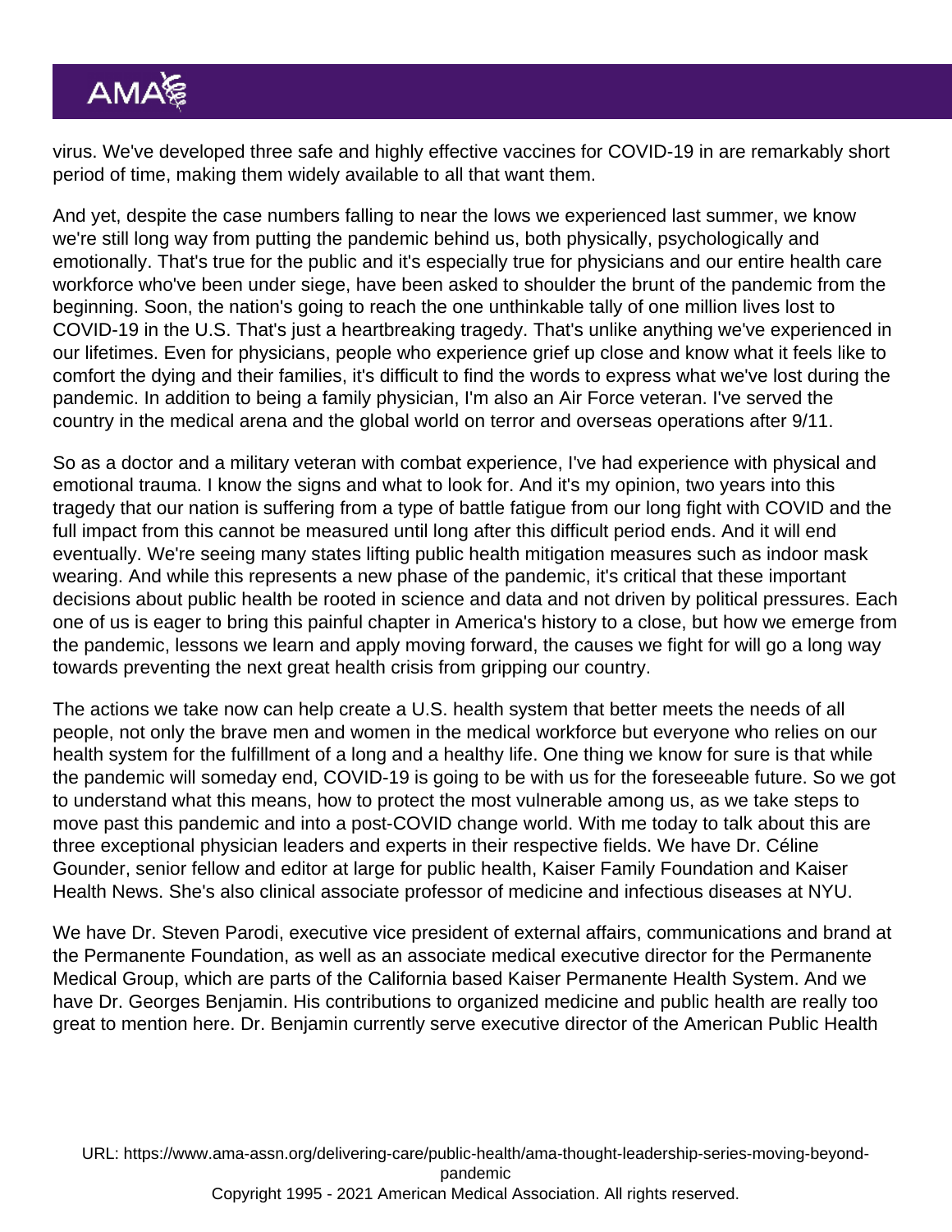virus. We've developed three safe and highly effective vaccines for COVID-19 in are remarkably short period of time, making them widely available to all that want them.

And yet, despite the case numbers falling to near the lows we experienced last summer, we know we're still long way from putting the pandemic behind us, both physically, psychologically and emotionally. That's true for the public and it's especially true for physicians and our entire health care workforce who've been under siege, have been asked to shoulder the brunt of the pandemic from the beginning. Soon, the nation's going to reach the one unthinkable tally of one million lives lost to COVID-19 in the U.S. That's just a heartbreaking tragedy. That's unlike anything we've experienced in our lifetimes. Even for physicians, people who experience grief up close and know what it feels like to comfort the dying and their families, it's difficult to find the words to express what we've lost during the pandemic. In addition to being a family physician, I'm also an Air Force veteran. I've served the country in the medical arena and the global world on terror and overseas operations after 9/11.

So as a doctor and a military veteran with combat experience, I've had experience with physical and emotional trauma. I know the signs and what to look for. And it's my opinion, two years into this tragedy that our nation is suffering from a type of battle fatigue from our long fight with COVID and the full impact from this cannot be measured until long after this difficult period ends. And it will end eventually. We're seeing many states lifting public health mitigation measures such as indoor mask wearing. And while this represents a new phase of the pandemic, it's critical that these important decisions about public health be rooted in science and data and not driven by political pressures. Each one of us is eager to bring this painful chapter in America's history to a close, but how we emerge from the pandemic, lessons we learn and apply moving forward, the causes we fight for will go a long way towards preventing the next great health crisis from gripping our country.

The actions we take now can help create a U.S. health system that better meets the needs of all people, not only the brave men and women in the medical workforce but everyone who relies on our health system for the fulfillment of a long and a healthy life. One thing we know for sure is that while the pandemic will someday end, COVID-19 is going to be with us for the foreseeable future. So we got to understand what this means, how to protect the most vulnerable among us, as we take steps to move past this pandemic and into a post-COVID change world. With me today to talk about this are three exceptional physician leaders and experts in their respective fields. We have Dr. Céline Gounder, senior fellow and editor at large for public health, Kaiser Family Foundation and Kaiser Health News. She's also clinical associate professor of medicine and infectious diseases at NYU.

We have Dr. Steven Parodi, executive vice president of external affairs, communications and brand at the Permanente Foundation, as well as an associate medical executive director for the Permanente Medical Group, which are parts of the California based Kaiser Permanente Health System. And we have Dr. Georges Benjamin. His contributions to organized medicine and public health are really too great to mention here. Dr. Benjamin currently serve executive director of the American Public Health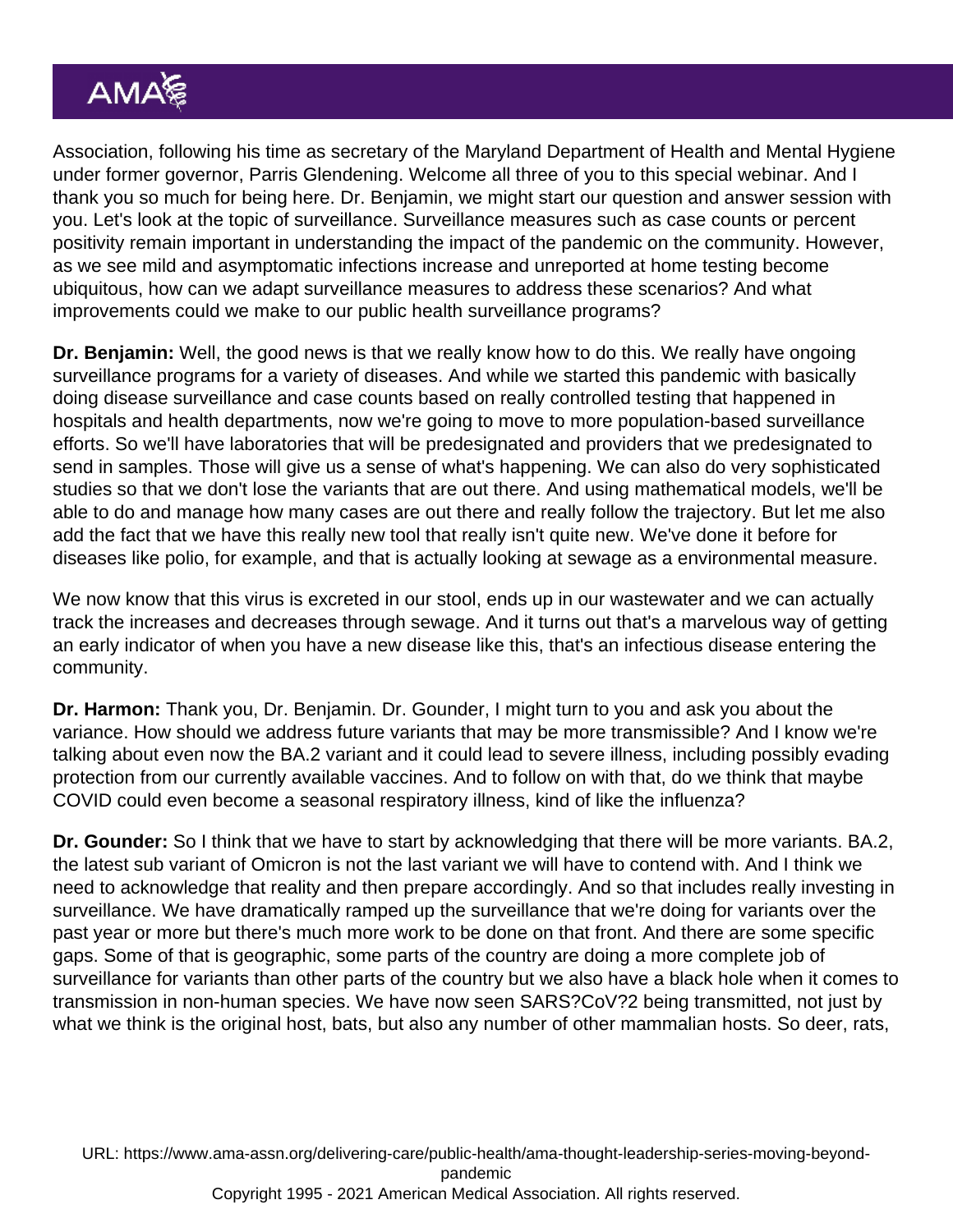Association, following his time as secretary of the Maryland Department of Health and Mental Hygiene under former governor, Parris Glendening. Welcome all three of you to this special webinar. And I thank you so much for being here. Dr. Benjamin, we might start our question and answer session with you. Let's look at the topic of surveillance. Surveillance measures such as case counts or percent positivity remain important in understanding the impact of the pandemic on the community. However, as we see mild and asymptomatic infections increase and unreported at home testing become ubiquitous, how can we adapt surveillance measures to address these scenarios? And what improvements could we make to our public health surveillance programs?

**Dr. Benjamin:** Well, the good news is that we really know how to do this. We really have ongoing surveillance programs for a variety of diseases. And while we started this pandemic with basically doing disease surveillance and case counts based on really controlled testing that happened in hospitals and health departments, now we're going to move to more population-based surveillance efforts. So we'll have laboratories that will be predesignated and providers that we predesignated to send in samples. Those will give us a sense of what's happening. We can also do very sophisticated studies so that we don't lose the variants that are out there. And using mathematical models, we'll be able to do and manage how many cases are out there and really follow the trajectory. But let me also add the fact that we have this really new tool that really isn't quite new. We've done it before for diseases like polio, for example, and that is actually looking at sewage as a environmental measure.

We now know that this virus is excreted in our stool, ends up in our wastewater and we can actually track the increases and decreases through sewage. And it turns out that's a marvelous way of getting an early indicator of when you have a new disease like this, that's an infectious disease entering the community.

**Dr. Harmon:** Thank you, Dr. Benjamin. Dr. Gounder, I might turn to you and ask you about the variance. How should we address future variants that may be more transmissible? And I know we're talking about even now the BA.2 variant and it could lead to severe illness, including possibly evading protection from our currently available vaccines. And to follow on with that, do we think that maybe COVID could even become a seasonal respiratory illness, kind of like the influenza?

**Dr. Gounder:** So I think that we have to start by acknowledging that there will be more variants. BA.2, the latest sub variant of Omicron is not the last variant we will have to contend with. And I think we need to acknowledge that reality and then prepare accordingly. And so that includes really investing in surveillance. We have dramatically ramped up the surveillance that we're doing for variants over the past year or more but there's much more work to be done on that front. And there are some specific gaps. Some of that is geographic, some parts of the country are doing a more complete job of surveillance for variants than other parts of the country but we also have a black hole when it comes to transmission in non-human species. We have now seen SARS?CoV?2 being transmitted, not just by what we think is the original host, bats, but also any number of other mammalian hosts. So deer, rats,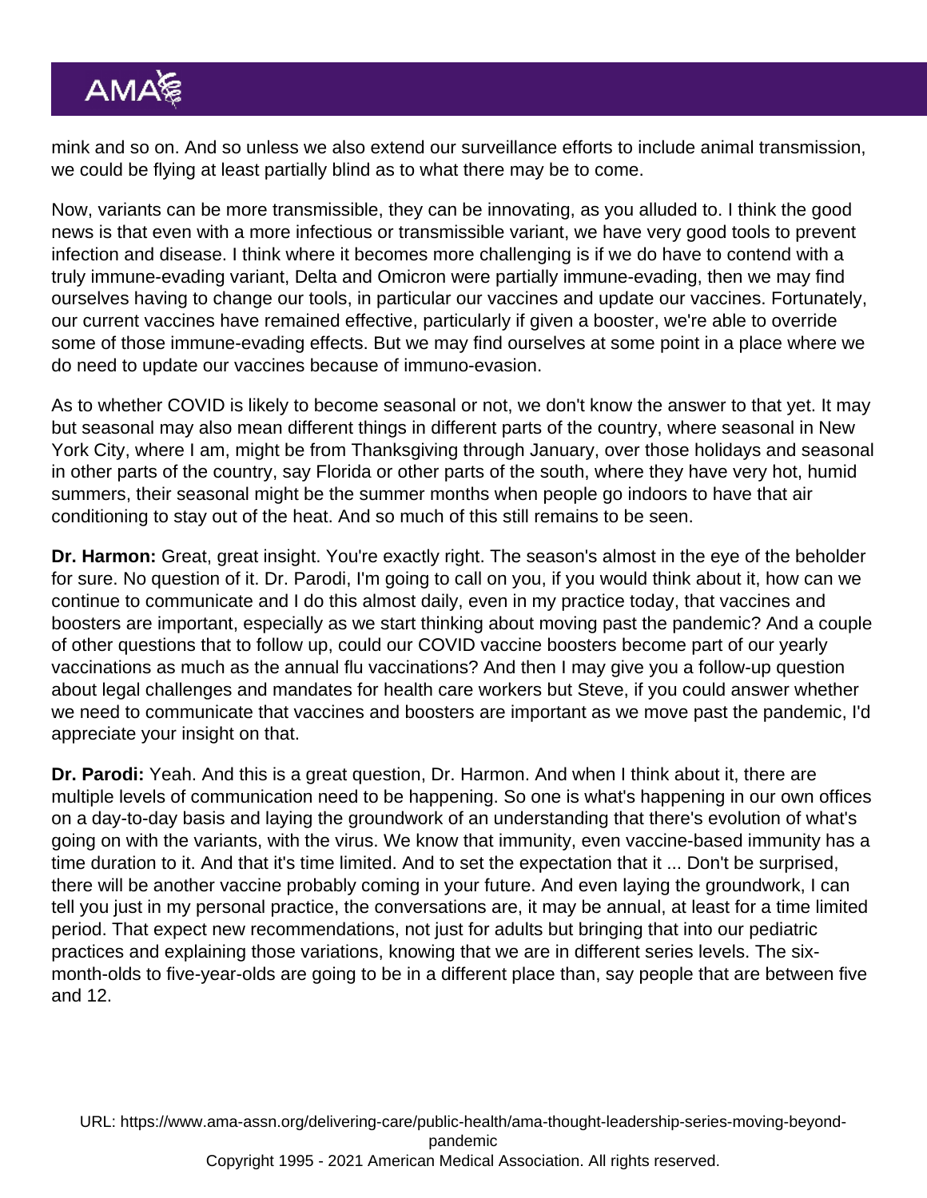mink and so on. And so unless we also extend our surveillance efforts to include animal transmission, we could be flying at least partially blind as to what there may be to come.

Now, variants can be more transmissible, they can be innovating, as you alluded to. I think the good news is that even with a more infectious or transmissible variant, we have very good tools to prevent infection and disease. I think where it becomes more challenging is if we do have to contend with a truly immune-evading variant, Delta and Omicron were partially immune-evading, then we may find ourselves having to change our tools, in particular our vaccines and update our vaccines. Fortunately, our current vaccines have remained effective, particularly if given a booster, we're able to override some of those immune-evading effects. But we may find ourselves at some point in a place where we do need to update our vaccines because of immuno-evasion.

As to whether COVID is likely to become seasonal or not, we don't know the answer to that yet. It may but seasonal may also mean different things in different parts of the country, where seasonal in New York City, where I am, might be from Thanksgiving through January, over those holidays and seasonal in other parts of the country, say Florida or other parts of the south, where they have very hot, humid summers, their seasonal might be the summer months when people go indoors to have that air conditioning to stay out of the heat. And so much of this still remains to be seen.

**Dr. Harmon:** Great, great insight. You're exactly right. The season's almost in the eye of the beholder for sure. No question of it. Dr. Parodi, I'm going to call on you, if you would think about it, how can we continue to communicate and I do this almost daily, even in my practice today, that vaccines and boosters are important, especially as we start thinking about moving past the pandemic? And a couple of other questions that to follow up, could our COVID vaccine boosters become part of our yearly vaccinations as much as the annual flu vaccinations? And then I may give you a follow-up question about legal challenges and mandates for health care workers but Steve, if you could answer whether we need to communicate that vaccines and boosters are important as we move past the pandemic, I'd appreciate your insight on that.

**Dr. Parodi:** Yeah. And this is a great question, Dr. Harmon. And when I think about it, there are multiple levels of communication need to be happening. So one is what's happening in our own offices on a day-to-day basis and laying the groundwork of an understanding that there's evolution of what's going on with the variants, with the virus. We know that immunity, even vaccine-based immunity has a time duration to it. And that it's time limited. And to set the expectation that it ... Don't be surprised, there will be another vaccine probably coming in your future. And even laying the groundwork, I can tell you just in my personal practice, the conversations are, it may be annual, at least for a time limited period. That expect new recommendations, not just for adults but bringing that into our pediatric practices and explaining those variations, knowing that we are in different series levels. The six-month-olds to five-year-olds are going to be in a different place than, say people that are between five and 12.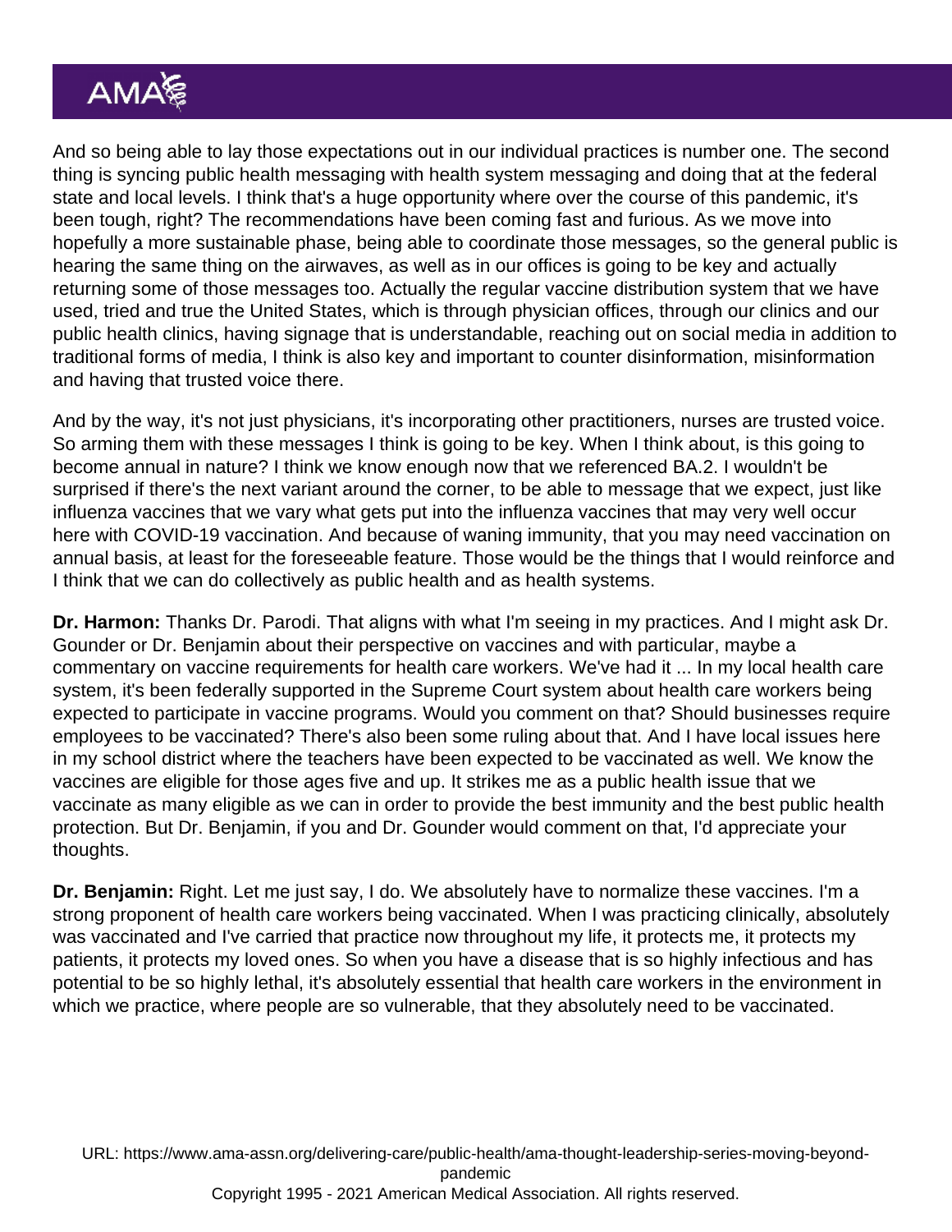And so being able to lay those expectations out in our individual practices is number one. The second thing is syncing public health messaging with health system messaging and doing that at the federal state and local levels. I think that's a huge opportunity where over the course of this pandemic, it's been tough, right? The recommendations have been coming fast and furious. As we move into hopefully a more sustainable phase, being able to coordinate those messages, so the general public is hearing the same thing on the airwaves, as well as in our offices is going to be key and actually returning some of those messages too. Actually the regular vaccine distribution system that we have used, tried and true the United States, which is through physician offices, through our clinics and our public health clinics, having signage that is understandable, reaching out on social media in addition to traditional forms of media, I think is also key and important to counter disinformation, misinformation and having that trusted voice there.

And by the way, it's not just physicians, it's incorporating other practitioners, nurses are trusted voice. So arming them with these messages I think is going to be key. When I think about, is this going to become annual in nature? I think we know enough now that we referenced BA.2. I wouldn't be surprised if there's the next variant around the corner, to be able to message that we expect, just like influenza vaccines that we vary what gets put into the influenza vaccines that may very well occur here with COVID-19 vaccination. And because of waning immunity, that you may need vaccination on annual basis, at least for the foreseeable feature. Those would be the things that I would reinforce and I think that we can do collectively as public health and as health systems.

**Dr. Harmon:** Thanks Dr. Parodi. That aligns with what I'm seeing in my practices. And I might ask Dr. Gounder or Dr. Benjamin about their perspective on vaccines and with particular, maybe a commentary on vaccine requirements for health care workers. We've had it ... In my local health care system, it's been federally supported in the Supreme Court system about health care workers being expected to participate in vaccine programs. Would you comment on that? Should businesses require employees to be vaccinated? There's also been some ruling about that. And I have local issues here in my school district where the teachers have been expected to be vaccinated as well. We know the vaccines are eligible for those ages five and up. It strikes me as a public health issue that we vaccinate as many eligible as we can in order to provide the best immunity and the best public health protection. But Dr. Benjamin, if you and Dr. Gounder would comment on that, I'd appreciate your thoughts.

**Dr. Benjamin:** Right. Let me just say, I do. We absolutely have to normalize these vaccines. I'm a strong proponent of health care workers being vaccinated. When I was practicing clinically, absolutely was vaccinated and I've carried that practice now throughout my life, it protects me, it protects my patients, it protects my loved ones. So when you have a disease that is so highly infectious and has potential to be so highly lethal, it's absolutely essential that health care workers in the environment in which we practice, where people are so vulnerable, that they absolutely need to be vaccinated.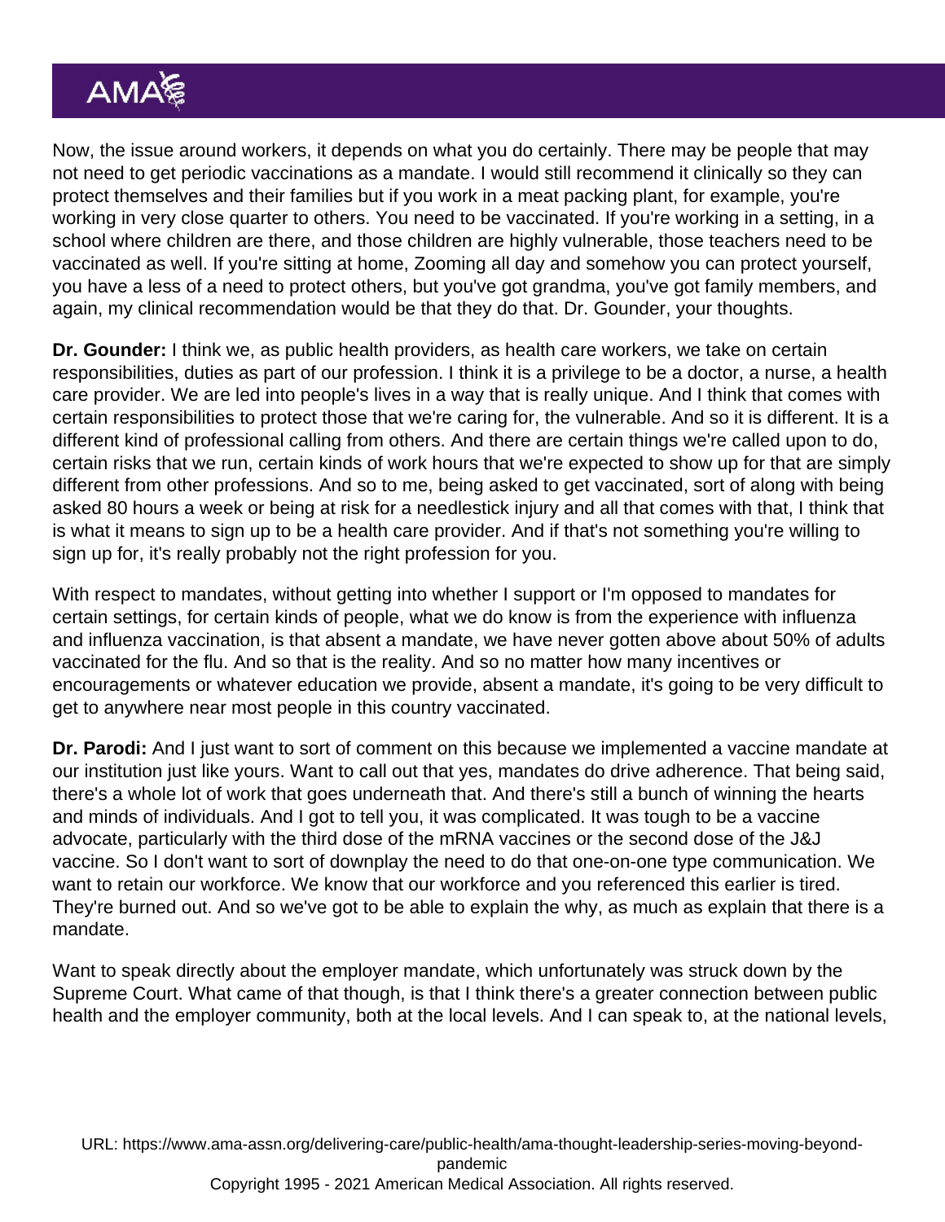Now, the issue around workers, it depends on what you do certainly. There may be people that may not need to get periodic vaccinations as a mandate. I would still recommend it clinically so they can protect themselves and their families but if you work in a meat packing plant, for example, you're working in very close quarter to others. You need to be vaccinated. If you're working in a setting, in a school where children are there, and those children are highly vulnerable, those teachers need to be vaccinated as well. If you're sitting at home, Zooming all day and somehow you can protect yourself, you have a less of a need to protect others, but you've got grandma, you've got family members, and again, my clinical recommendation would be that they do that. Dr. Gounder, your thoughts.

**Dr. Gounder:** I think we, as public health providers, as health care workers, we take on certain responsibilities, duties as part of our profession. I think it is a privilege to be a doctor, a nurse, a health care provider. We are led into people's lives in a way that is really unique. And I think that comes with certain responsibilities to protect those that we're caring for, the vulnerable. And so it is different. It is a different kind of professional calling from others. And there are certain things we're called upon to do, certain risks that we run, certain kinds of work hours that we're expected to show up for that are simply different from other professions. And so to me, being asked to get vaccinated, sort of along with being asked 80 hours a week or being at risk for a needlestick injury and all that comes with that, I think that is what it means to sign up to be a health care provider. And if that's not something you're willing to sign up for, it's really probably not the right profession for you.

With respect to mandates, without getting into whether I support or I'm opposed to mandates for certain settings, for certain kinds of people, what we do know is from the experience with influenza and influenza vaccination, is that absent a mandate, we have never gotten above about 50% of adults vaccinated for the flu. And so that is the reality. And so no matter how many incentives or encouragements or whatever education we provide, absent a mandate, it's going to be very difficult to get to anywhere near most people in this country vaccinated.

**Dr. Parodi:** And I just want to sort of comment on this because we implemented a vaccine mandate at our institution just like yours. Want to call out that yes, mandates do drive adherence. That being said, there's a whole lot of work that goes underneath that. And there's still a bunch of winning the hearts and minds of individuals. And I got to tell you, it was complicated. It was tough to be a vaccine advocate, particularly with the third dose of the mRNA vaccines or the second dose of the J&J vaccine. So I don't want to sort of downplay the need to do that one-on-one type communication. We want to retain our workforce. We know that our workforce and you referenced this earlier is tired. They're burned out. And so we've got to be able to explain the why, as much as explain that there is a mandate.

Want to speak directly about the employer mandate, which unfortunately was struck down by the Supreme Court. What came of that though, is that I think there's a greater connection between public health and the employer community, both at the local levels. And I can speak to, at the national levels,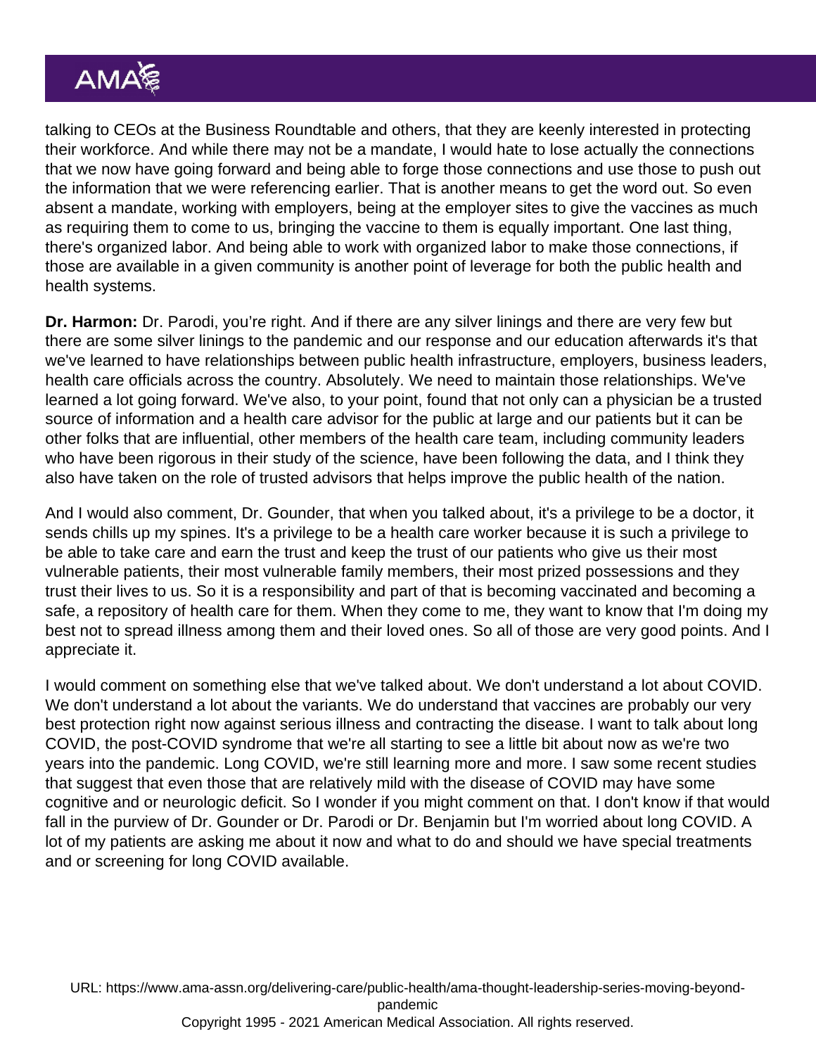talking to CEOs at the Business Roundtable and others, that they are keenly interested in protecting their workforce. And while there may not be a mandate, I would hate to lose actually the connections that we now have going forward and being able to forge those connections and use those to push out the information that we were referencing earlier. That is another means to get the word out. So even absent a mandate, working with employers, being at the employer sites to give the vaccines as much as requiring them to come to us, bringing the vaccine to them is equally important. One last thing, there's organized labor. And being able to work with organized labor to make those connections, if those are available in a given community is another point of leverage for both the public health and health systems.

**Dr. Harmon:** Dr. Parodi, you're right. And if there are any silver linings and there are very few but there are some silver linings to the pandemic and our response and our education afterwards it's that we've learned to have relationships between public health infrastructure, employers, business leaders, health care officials across the country. Absolutely. We need to maintain those relationships. We've learned a lot going forward. We've also, to your point, found that not only can a physician be a trusted source of information and a health care advisor for the public at large and our patients but it can be other folks that are influential, other members of the health care team, including community leaders who have been rigorous in their study of the science, have been following the data, and I think they also have taken on the role of trusted advisors that helps improve the public health of the nation.

And I would also comment, Dr. Gounder, that when you talked about, it's a privilege to be a doctor, it sends chills up my spines. It's a privilege to be a health care worker because it is such a privilege to be able to take care and earn the trust and keep the trust of our patients who give us their most vulnerable patients, their most vulnerable family members, their most prized possessions and they trust their lives to us. So it is a responsibility and part of that is becoming vaccinated and becoming a safe, a repository of health care for them. When they come to me, they want to know that I'm doing my best not to spread illness among them and their loved ones. So all of those are very good points. And I appreciate it.

I would comment on something else that we've talked about. We don't understand a lot about COVID. We don't understand a lot about the variants. We do understand that vaccines are probably our very best protection right now against serious illness and contracting the disease. I want to talk about long COVID, the post-COVID syndrome that we're all starting to see a little bit about now as we're two years into the pandemic. Long COVID, we're still learning more and more. I saw some recent studies that suggest that even those that are relatively mild with the disease of COVID may have some cognitive and or neurologic deficit. So I wonder if you might comment on that. I don't know if that would fall in the purview of Dr. Gounder or Dr. Parodi or Dr. Benjamin but I'm worried about long COVID. A lot of my patients are asking me about it now and what to do and should we have special treatments and or screening for long COVID available.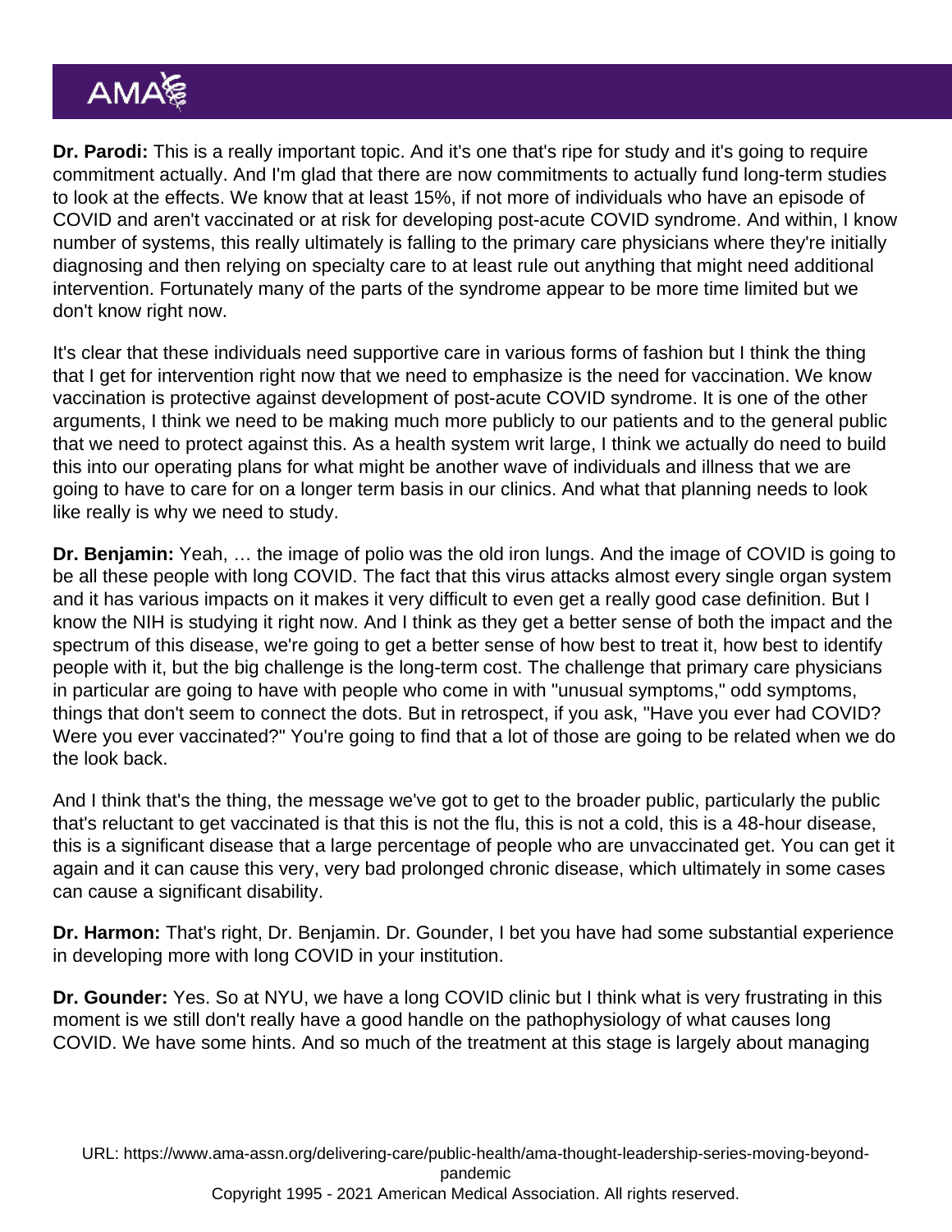**Dr. Parodi:** This is a really important topic. And it's one that's ripe for study and it's going to require commitment actually. And I'm glad that there are now commitments to actually fund long-term studies to look at the effects. We know that at least 15%, if not more of individuals who have an episode of COVID and aren't vaccinated or at risk for developing post-acute COVID syndrome. And within, I know number of systems, this really ultimately is falling to the primary care physicians where they're initially diagnosing and then relying on specialty care to at least rule out anything that might need additional intervention. Fortunately many of the parts of the syndrome appear to be more time limited but we don't know right now.

It's clear that these individuals need supportive care in various forms of fashion but I think the thing that I get for intervention right now that we need to emphasize is the need for vaccination. We know vaccination is protective against development of post-acute COVID syndrome. It is one of the other arguments, I think we need to be making much more publicly to our patients and to the general public that we need to protect against this. As a health system writ large, I think we actually do need to build this into our operating plans for what might be another wave of individuals and illness that we are going to have to care for on a longer term basis in our clinics. And what that planning needs to look like really is why we need to study.

**Dr. Benjamin:** Yeah, … the image of polio was the old iron lungs. And the image of COVID is going to be all these people with long COVID. The fact that this virus attacks almost every single organ system and it has various impacts on it makes it very difficult to even get a really good case definition. But I know the NIH is studying it right now. And I think as they get a better sense of both the impact and the spectrum of this disease, we're going to get a better sense of how best to treat it, how best to identify people with it, but the big challenge is the long-term cost. The challenge that primary care physicians in particular are going to have with people who come in with "unusual symptoms," odd symptoms, things that don't seem to connect the dots. But in retrospect, if you ask, "Have you ever had COVID? Were you ever vaccinated?" You're going to find that a lot of those are going to be related when we do the look back.

And I think that's the thing, the message we've got to get to the broader public, particularly the public that's reluctant to get vaccinated is that this is not the flu, this is not a cold, this is a 48-hour disease, this is a significant disease that a large percentage of people who are unvaccinated get. You can get it again and it can cause this very, very bad prolonged chronic disease, which ultimately in some cases can cause a significant disability.

**Dr. Harmon:** That's right, Dr. Benjamin. Dr. Gounder, I bet you have had some substantial experience in developing more with long COVID in your institution.

**Dr. Gounder:** Yes. So at NYU, we have a long COVID clinic but I think what is very frustrating in this moment is we still don't really have a good handle on the pathophysiology of what causes long COVID. We have some hints. And so much of the treatment at this stage is largely about managing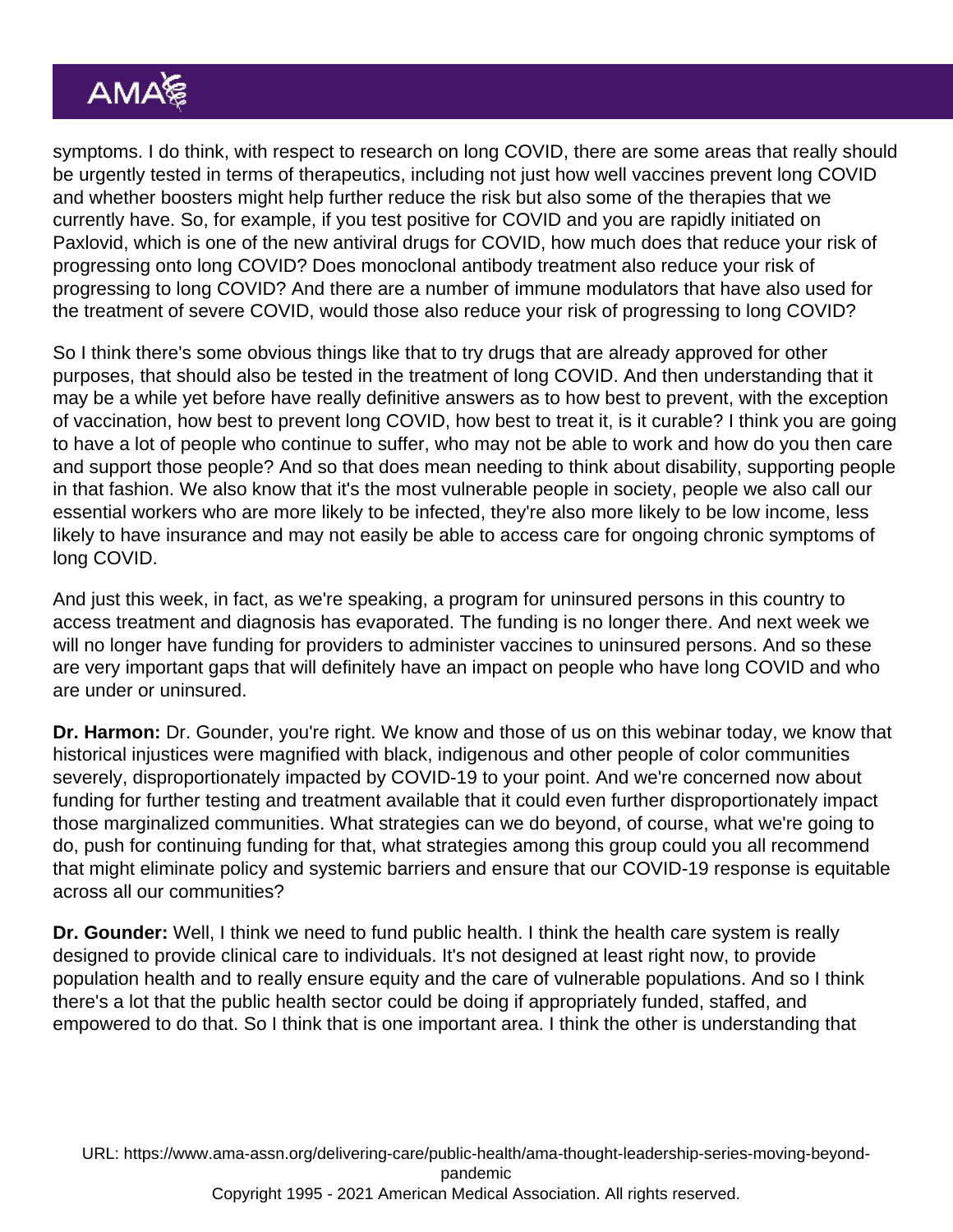symptoms. I do think, with respect to research on long COVID, there are some areas that really should be urgently tested in terms of therapeutics, including not just how well vaccines prevent long COVID and whether boosters might help further reduce the risk but also some of the therapies that we currently have. So, for example, if you test positive for COVID and you are rapidly initiated on Paxlovid, which is one of the new antiviral drugs for COVID, how much does that reduce your risk of progressing onto long COVID? Does monoclonal antibody treatment also reduce your risk of progressing to long COVID? And there are a number of immune modulators that have also used for the treatment of severe COVID, would those also reduce your risk of progressing to long COVID?

So I think there's some obvious things like that to try drugs that are already approved for other purposes, that should also be tested in the treatment of long COVID. And then understanding that it may be a while yet before have really definitive answers as to how best to prevent, with the exception of vaccination, how best to prevent long COVID, how best to treat it, is it curable? I think you are going to have a lot of people who continue to suffer, who may not be able to work and how do you then care and support those people? And so that does mean needing to think about disability, supporting people in that fashion. We also know that it's the most vulnerable people in society, people we also call our essential workers who are more likely to be infected, they're also more likely to be low income, less likely to have insurance and may not easily be able to access care for ongoing chronic symptoms of long COVID.

And just this week, in fact, as we're speaking, a program for uninsured persons in this country to access treatment and diagnosis has evaporated. The funding is no longer there. And next week we will no longer have funding for providers to administer vaccines to uninsured persons. And so these are very important gaps that will definitely have an impact on people who have long COVID and who are under or uninsured.

**Dr. Harmon:** Dr. Gounder, you're right. We know and those of us on this webinar today, we know that historical injustices were magnified with black, indigenous and other people of color communities severely, disproportionately impacted by COVID-19 to your point. And we're concerned now about funding for further testing and treatment available that it could even further disproportionately impact those marginalized communities. What strategies can we do beyond, of course, what we're going to do, push for continuing funding for that, what strategies among this group could you all recommend that might eliminate policy and systemic barriers and ensure that our COVID-19 response is equitable across all our communities?

**Dr. Gounder:** Well, I think we need to fund public health. I think the health care system is really designed to provide clinical care to individuals. It's not designed at least right now, to provide population health and to really ensure equity and the care of vulnerable populations. And so I think there's a lot that the public health sector could be doing if appropriately funded, staffed, and empowered to do that. So I think that is one important area. I think the other is understanding that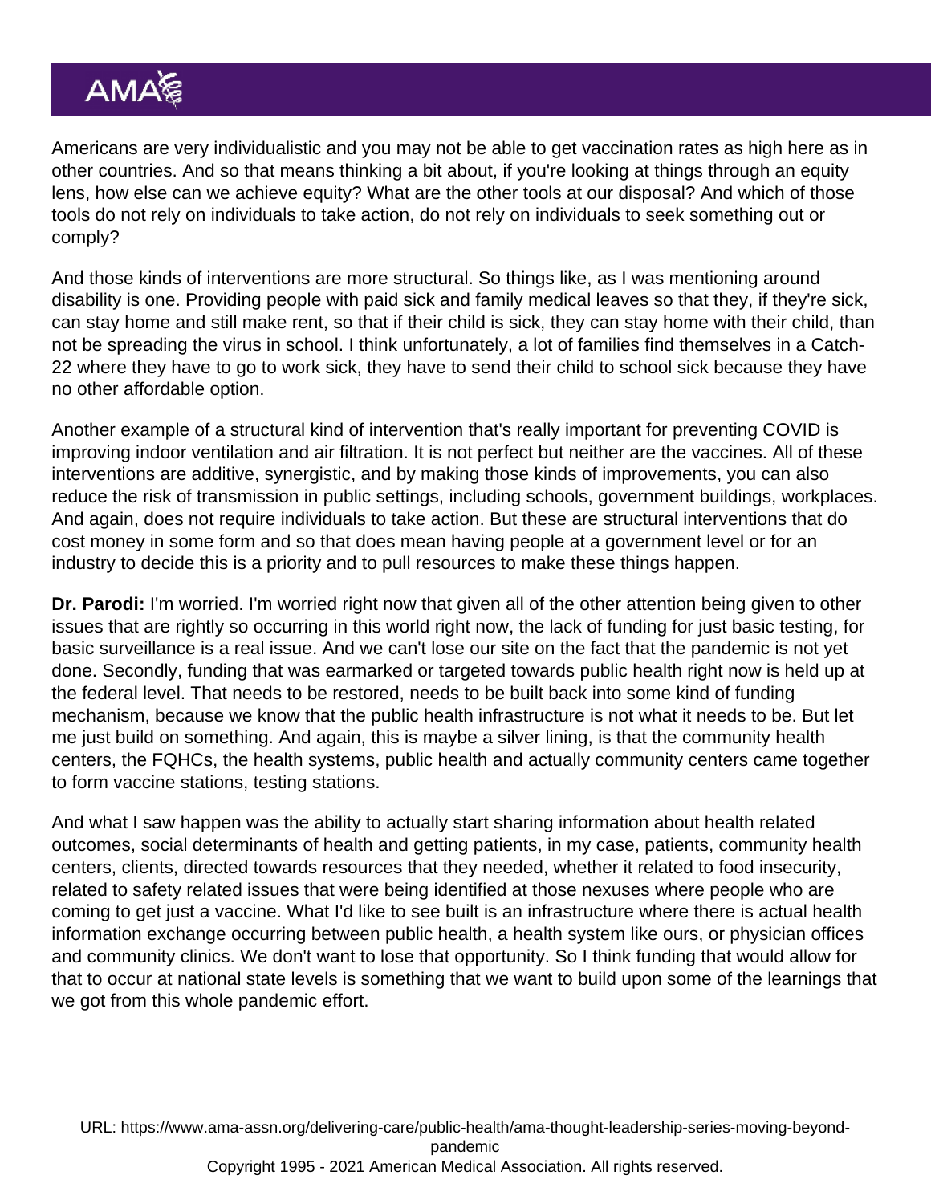Americans are very individualistic and you may not be able to get vaccination rates as high here as in other countries. And so that means thinking a bit about, if you're looking at things through an equity lens, how else can we achieve equity? What are the other tools at our disposal? And which of those tools do not rely on individuals to take action, do not rely on individuals to seek something out or comply?

And those kinds of interventions are more structural. So things like, as I was mentioning around disability is one. Providing people with paid sick and family medical leaves so that they, if they're sick, can stay home and still make rent, so that if their child is sick, they can stay home with their child, than not be spreading the virus in school. I think unfortunately, a lot of families find themselves in a Catch-22 where they have to go to work sick, they have to send their child to school sick because they have no other affordable option.

Another example of a structural kind of intervention that's really important for preventing COVID is improving indoor ventilation and air filtration. It is not perfect but neither are the vaccines. All of these interventions are additive, synergistic, and by making those kinds of improvements, you can also reduce the risk of transmission in public settings, including schools, government buildings, workplaces. And again, does not require individuals to take action. But these are structural interventions that do cost money in some form and so that does mean having people at a government level or for an industry to decide this is a priority and to pull resources to make these things happen.

**Dr. Parodi:** I'm worried. I'm worried right now that given all of the other attention being given to other issues that are rightly so occurring in this world right now, the lack of funding for just basic testing, for basic surveillance is a real issue. And we can't lose our site on the fact that the pandemic is not yet done. Secondly, funding that was earmarked or targeted towards public health right now is held up at the federal level. That needs to be restored, needs to be built back into some kind of funding mechanism, because we know that the public health infrastructure is not what it needs to be. But let me just build on something. And again, this is maybe a silver lining, is that the community health centers, the FQHCs, the health systems, public health and actually community centers came together to form vaccine stations, testing stations.

And what I saw happen was the ability to actually start sharing information about health related outcomes, social determinants of health and getting patients, in my case, patients, community health centers, clients, directed towards resources that they needed, whether it related to food insecurity, related to safety related issues that were being identified at those nexuses where people who are coming to get just a vaccine. What I'd like to see built is an infrastructure where there is actual health information exchange occurring between public health, a health system like ours, or physician offices and community clinics. We don't want to lose that opportunity. So I think funding that would allow for that to occur at national state levels is something that we want to build upon some of the learnings that we got from this whole pandemic effort.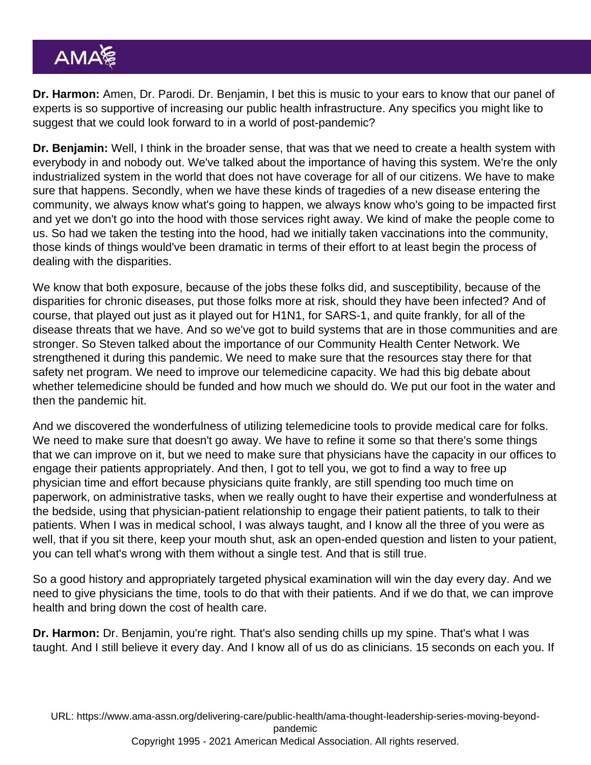**Dr. Harmon:** Amen, Dr. Parodi. Dr. Benjamin, I bet this is music to your ears to know that our panel of experts is so supportive of increasing our public health infrastructure. Any specifics you might like to suggest that we could look forward to in a world of post-pandemic?

**Dr. Benjamin:** Well, I think in the broader sense, that was that we need to create a health system with everybody in and nobody out. We've talked about the importance of having this system. We're the only industrialized system in the world that does not have coverage for all of our citizens. We have to make sure that happens. Secondly, when we have these kinds of tragedies of a new disease entering the community, we always know what's going to happen, we always know who's going to be impacted first and yet we don't go into the hood with those services right away. We kind of make the people come to us. So had we taken the testing into the hood, had we initially taken vaccinations into the community, those kinds of things would've been dramatic in terms of their effort to at least begin the process of dealing with the disparities.

We know that both exposure, because of the jobs these folks did, and susceptibility, because of the disparities for chronic diseases, put those folks more at risk, should they have been infected? And of course, that played out just as it played out for H1N1, for SARS-1, and quite frankly, for all of the disease threats that we have. And so we've got to build systems that are in those communities and are stronger. So Steven talked about the importance of our Community Health Center Network. We strengthened it during this pandemic. We need to make sure that the resources stay there for that safety net program. We need to improve our telemedicine capacity. We had this big debate about whether telemedicine should be funded and how much we should do. We put our foot in the water and then the pandemic hit.

And we discovered the wonderfulness of utilizing telemedicine tools to provide medical care for folks. We need to make sure that doesn't go away. We have to refine it some so that there's some things that we can improve on it, but we need to make sure that physicians have the capacity in our offices to engage their patients appropriately. And then, I got to tell you, we got to find a way to free up physician time and effort because physicians quite frankly, are still spending too much time on paperwork, on administrative tasks, when we really ought to have their expertise and wonderfulness at the bedside, using that physician-patient relationship to engage their patient patients, to talk to their patients. When I was in medical school, I was always taught, and I know all the three of you were as well, that if you sit there, keep your mouth shut, ask an open-ended question and listen to your patient, you can tell what's wrong with them without a single test. And that is still true.

So a good history and appropriately targeted physical examination will win the day every day. And we need to give physicians the time, tools to do that with their patients. And if we do that, we can improve health and bring down the cost of health care.

**Dr. Harmon:** Dr. Benjamin, you're right. That's also sending chills up my spine. That's what I was taught. And I still believe it every day. And I know all of us do as clinicians. 15 seconds on each you. If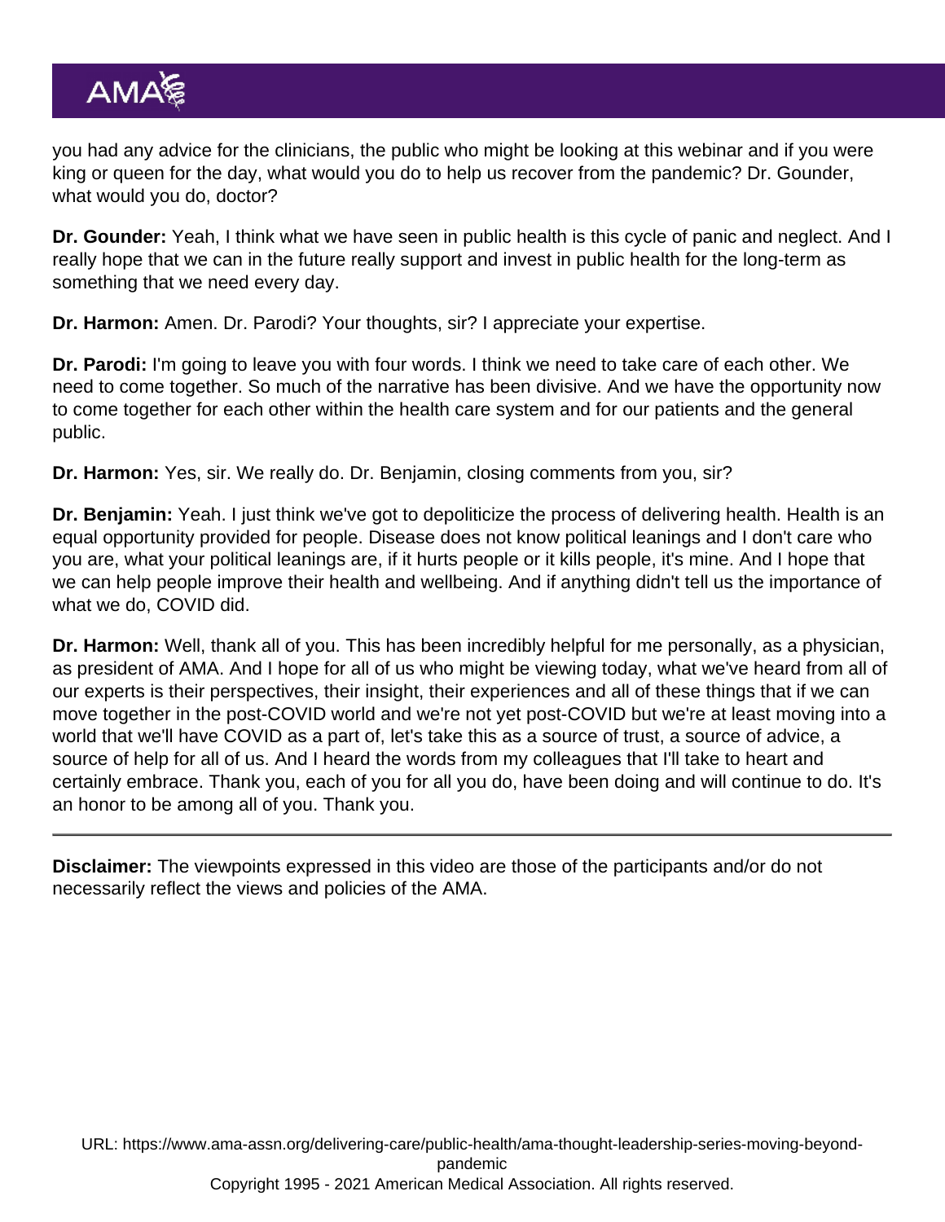you had any advice for the clinicians, the public who might be looking at this webinar and if you were king or queen for the day, what would you do to help us recover from the pandemic? Dr. Gounder, what would you do, doctor?

**Dr. Gounder:** Yeah, I think what we have seen in public health is this cycle of panic and neglect. And I really hope that we can in the future really support and invest in public health for the long-term as something that we need every day.

**Dr. Harmon:** Amen. Dr. Parodi? Your thoughts, sir? I appreciate your expertise.

**Dr. Parodi:** I'm going to leave you with four words. I think we need to take care of each other. We need to come together. So much of the narrative has been divisive. And we have the opportunity now to come together for each other within the health care system and for our patients and the general public.

**Dr. Harmon:** Yes, sir. We really do. Dr. Benjamin, closing comments from you, sir?

**Dr. Benjamin:** Yeah. I just think we've got to depoliticize the process of delivering health. Health is an equal opportunity provided for people. Disease does not know political leanings and I don't care who you are, what your political leanings are, if it hurts people or it kills people, it's mine. And I hope that we can help people improve their health and wellbeing. And if anything didn't tell us the importance of what we do, COVID did.

**Dr. Harmon:** Well, thank all of you. This has been incredibly helpful for me personally, as a physician, as president of AMA. And I hope for all of us who might be viewing today, what we've heard from all of our experts is their perspectives, their insight, their experiences and all of these things that if we can move together in the post-COVID world and we're not yet post-COVID but we're at least moving into a world that we'll have COVID as a part of, let's take this as a source of trust, a source of advice, a source of help for all of us. And I heard the words from my colleagues that I'll take to heart and certainly embrace. Thank you, each of you for all you do, have been doing and will continue to do. It's an honor to be among all of you. Thank you.

---

**Disclaimer:** The viewpoints expressed in this video are those of the participants and/or do not necessarily reflect the views and policies of the AMA.